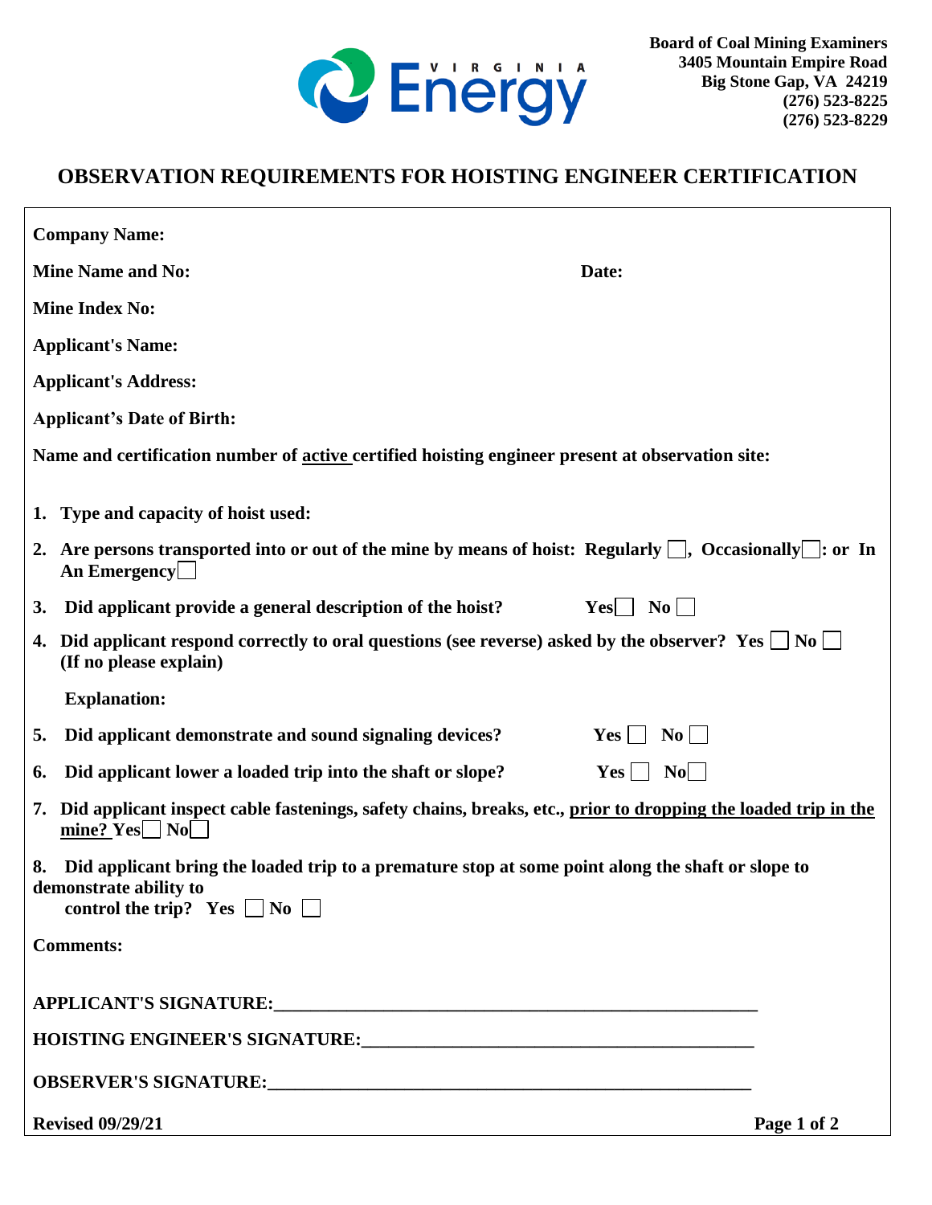Board of Coal Mining Examiners
3405 Mountain Empire Road
Big Stone Gap, VA 24219
(276) 523-8225
(276) 523-8229

# OBSERVATION REQUIREMENTS FOR HOISTING ENGINEER CERTIFICATION

**Company Name:**

**Mine Name and No:** **Date:**

**Mine Index No:**

**Applicant's Name:**

**Applicant's Address:**

**Applicant's Date of Birth:**

**Name and certification number of active certified hoisting engineer present at observation site:**

1. **Type and capacity of hoist used:**
2. **Are persons transported into or out of the mine by means of hoist: Regularly ☐, Occasionally ☐: or In An Emergency ☐**
3. **Did applicant provide a general description of the hoist?** Yes ☐ No ☐
4. **Did applicant respond correctly to oral questions (see reverse) asked by the observer?** Yes ☐ No ☐ **(If no please explain)**

   **Explanation:**
5. **Did applicant demonstrate and sound signaling devices?** Yes ☐ No ☐
6. **Did applicant lower a loaded trip into the shaft or slope?** Yes ☐ No ☐
7. **Did applicant inspect cable fastenings, safety chains, breaks, etc., prior to dropping the loaded trip in the mine?** Yes ☐ No ☐
8. **Did applicant bring the loaded trip to a premature stop at some point along the shaft or slope to demonstrate ability to control the trip?** Yes ☐ No ☐

**Comments:**

**APPLICANT'S SIGNATURE:**\_\_\_\_\_\_\_\_\_\_\_\_\_\_\_\_\_\_\_\_\_\_\_\_\_\_\_\_\_\_\_\_\_\_\_\_\_\_\_\_

**HOISTING ENGINEER'S SIGNATURE:**\_\_\_\_\_\_\_\_\_\_\_\_\_\_\_\_\_\_\_\_\_\_\_\_\_\_\_\_\_\_\_\_\_\_

**OBSERVER'S SIGNATURE:**\_\_\_\_\_\_\_\_\_\_\_\_\_\_\_\_\_\_\_\_\_\_\_\_\_\_\_\_\_\_\_\_\_\_\_\_\_\_\_\_

**Revised 09/29/21**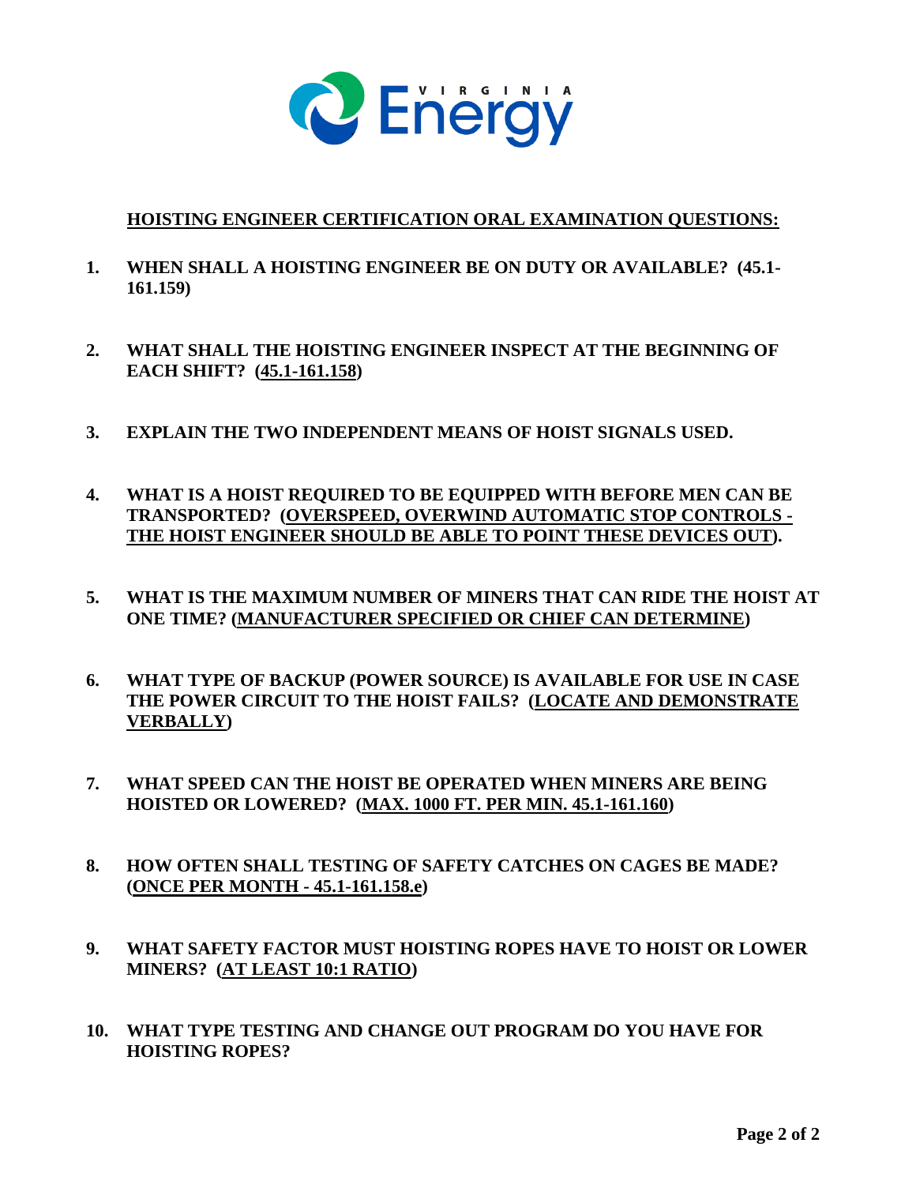Virginia Energy

## HOISTING ENGINEER CERTIFICATION ORAL EXAMINATION QUESTIONS:

1. **WHEN SHALL A HOISTING ENGINEER BE ON DUTY OR AVAILABLE? (45.1-161.159)**

2. **WHAT SHALL THE HOISTING ENGINEER INSPECT AT THE BEGINNING OF EACH SHIFT? (45.1-161.158)**

3. **EXPLAIN THE TWO INDEPENDENT MEANS OF HOIST SIGNALS USED.**

4. **WHAT IS A HOIST REQUIRED TO BE EQUIPPED WITH BEFORE MEN CAN BE TRANSPORTED? (OVERSPEED, OVERWIND AUTOMATIC STOP CONTROLS - THE HOIST ENGINEER SHOULD BE ABLE TO POINT THESE DEVICES OUT).**

5. **WHAT IS THE MAXIMUM NUMBER OF MINERS THAT CAN RIDE THE HOIST AT ONE TIME? (MANUFACTURER SPECIFIED OR CHIEF CAN DETERMINE)**

6. **WHAT TYPE OF BACKUP (POWER SOURCE) IS AVAILABLE FOR USE IN CASE THE POWER CIRCUIT TO THE HOIST FAILS? (LOCATE AND DEMONSTRATE VERBALLY)**

7. **WHAT SPEED CAN THE HOIST BE OPERATED WHEN MINERS ARE BEING HOISTED OR LOWERED? (MAX. 1000 FT. PER MIN. 45.1-161.160)**

8. **HOW OFTEN SHALL TESTING OF SAFETY CATCHES ON CAGES BE MADE? (ONCE PER MONTH - 45.1-161.158.e)**

9. **WHAT SAFETY FACTOR MUST HOISTING ROPES HAVE TO HOIST OR LOWER MINERS? (AT LEAST 10:1 RATIO)**

10. **WHAT TYPE TESTING AND CHANGE OUT PROGRAM DO YOU HAVE FOR HOISTING ROPES?**